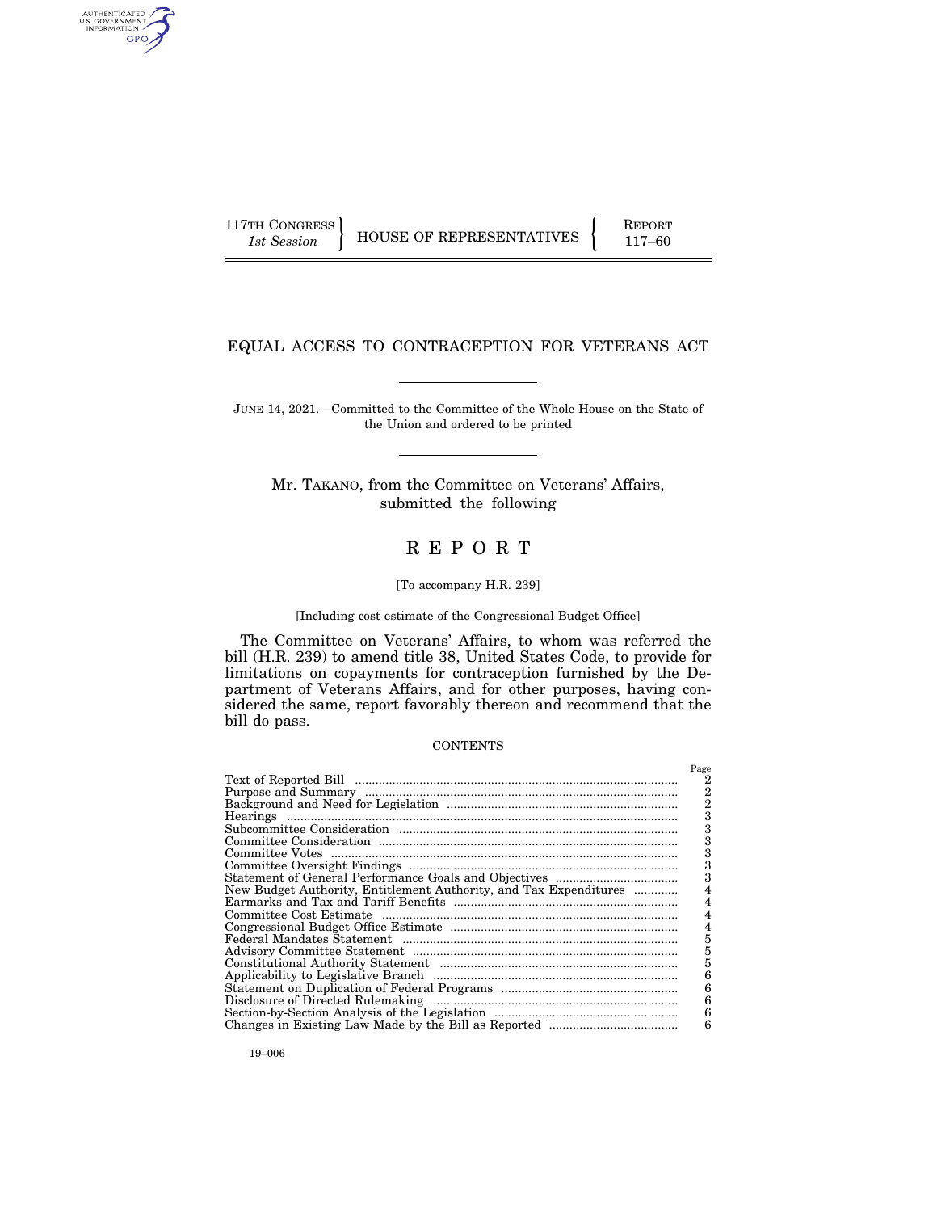117TH CONGRESS
*1st Session*

HOUSE OF REPRESENTATIVES

REPORT
117–60

# EQUAL ACCESS TO CONTRACEPTION FOR VETERANS ACT

JUNE 14, 2021.—Committed to the Committee of the Whole House on the State of the Union and ordered to be printed

Mr. TAKANO, from the Committee on Veterans' Affairs, submitted the following

# REPORT

[To accompany H.R. 239]

[Including cost estimate of the Congressional Budget Office]

The Committee on Veterans' Affairs, to whom was referred the bill (H.R. 239) to amend title 38, United States Code, to provide for limitations on copayments for contraception furnished by the Department of Veterans Affairs, and for other purposes, having considered the same, report favorably thereon and recommend that the bill do pass.

CONTENTS

| | Page |
|---|---|
| Text of Reported Bill | 2 |
| Purpose and Summary | 2 |
| Background and Need for Legislation | 2 |
| Hearings | 3 |
| Subcommittee Consideration | 3 |
| Committee Consideration | 3 |
| Committee Votes | 3 |
| Committee Oversight Findings | 3 |
| Statement of General Performance Goals and Objectives | 3 |
| New Budget Authority, Entitlement Authority, and Tax Expenditures | 4 |
| Earmarks and Tax and Tariff Benefits | 4 |
| Committee Cost Estimate | 4 |
| Congressional Budget Office Estimate | 4 |
| Federal Mandates Statement | 5 |
| Advisory Committee Statement | 5 |
| Constitutional Authority Statement | 5 |
| Applicability to Legislative Branch | 6 |
| Statement on Duplication of Federal Programs | 6 |
| Disclosure of Directed Rulemaking | 6 |
| Section-by-Section Analysis of the Legislation | 6 |
| Changes in Existing Law Made by the Bill as Reported | 6 |

19–006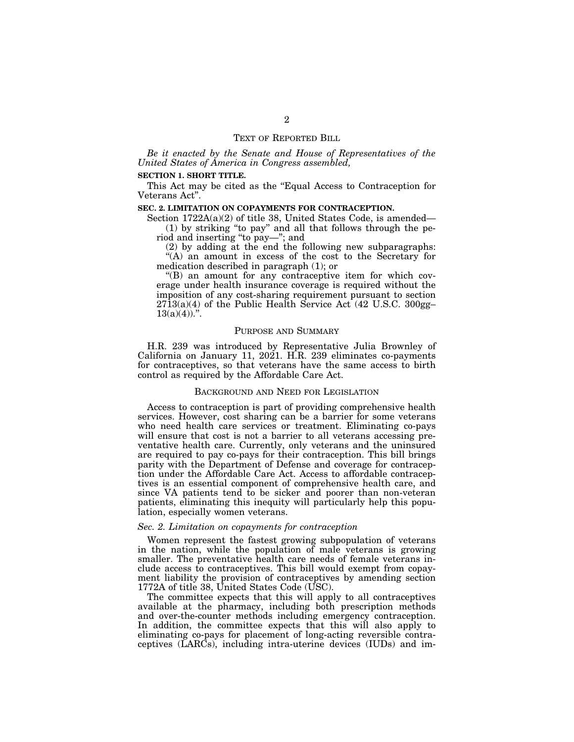## TEXT OF REPORTED BILL

*Be it enacted by the Senate and House of Representatives of the United States of America in Congress assembled,*

**SECTION 1. SHORT TITLE.**

This Act may be cited as the "Equal Access to Contraception for Veterans Act".

**SEC. 2. LIMITATION ON COPAYMENTS FOR CONTRACEPTION.**

Section 1722A(a)(2) of title 38, United States Code, is amended—

(1) by striking "to pay" and all that follows through the period and inserting "to pay—"; and

(2) by adding at the end the following new subparagraphs:

"(A) an amount in excess of the cost to the Secretary for medication described in paragraph (1); or

"(B) an amount for any contraceptive item for which coverage under health insurance coverage is required without the imposition of any cost-sharing requirement pursuant to section 2713(a)(4) of the Public Health Service Act (42 U.S.C. 300gg–13(a)(4)).".

## PURPOSE AND SUMMARY

H.R. 239 was introduced by Representative Julia Brownley of California on January 11, 2021. H.R. 239 eliminates co-payments for contraceptives, so that veterans have the same access to birth control as required by the Affordable Care Act.

## BACKGROUND AND NEED FOR LEGISLATION

Access to contraception is part of providing comprehensive health services. However, cost sharing can be a barrier for some veterans who need health care services or treatment. Eliminating co-pays will ensure that cost is not a barrier to all veterans accessing preventative health care. Currently, only veterans and the uninsured are required to pay co-pays for their contraception. This bill brings parity with the Department of Defense and coverage for contraception under the Affordable Care Act. Access to affordable contraceptives is an essential component of comprehensive health care, and since VA patients tend to be sicker and poorer than non-veteran patients, eliminating this inequity will particularly help this population, especially women veterans.

### *Sec. 2. Limitation on copayments for contraception*

Women represent the fastest growing subpopulation of veterans in the nation, while the population of male veterans is growing smaller. The preventative health care needs of female veterans include access to contraceptives. This bill would exempt from copayment liability the provision of contraceptives by amending section 1772A of title 38, United States Code (USC).

The committee expects that this will apply to all contraceptives available at the pharmacy, including both prescription methods and over-the-counter methods including emergency contraception. In addition, the committee expects that this will also apply to eliminating co-pays for placement of long-acting reversible contraceptives (LARCs), including intra-uterine devices (IUDs) and im-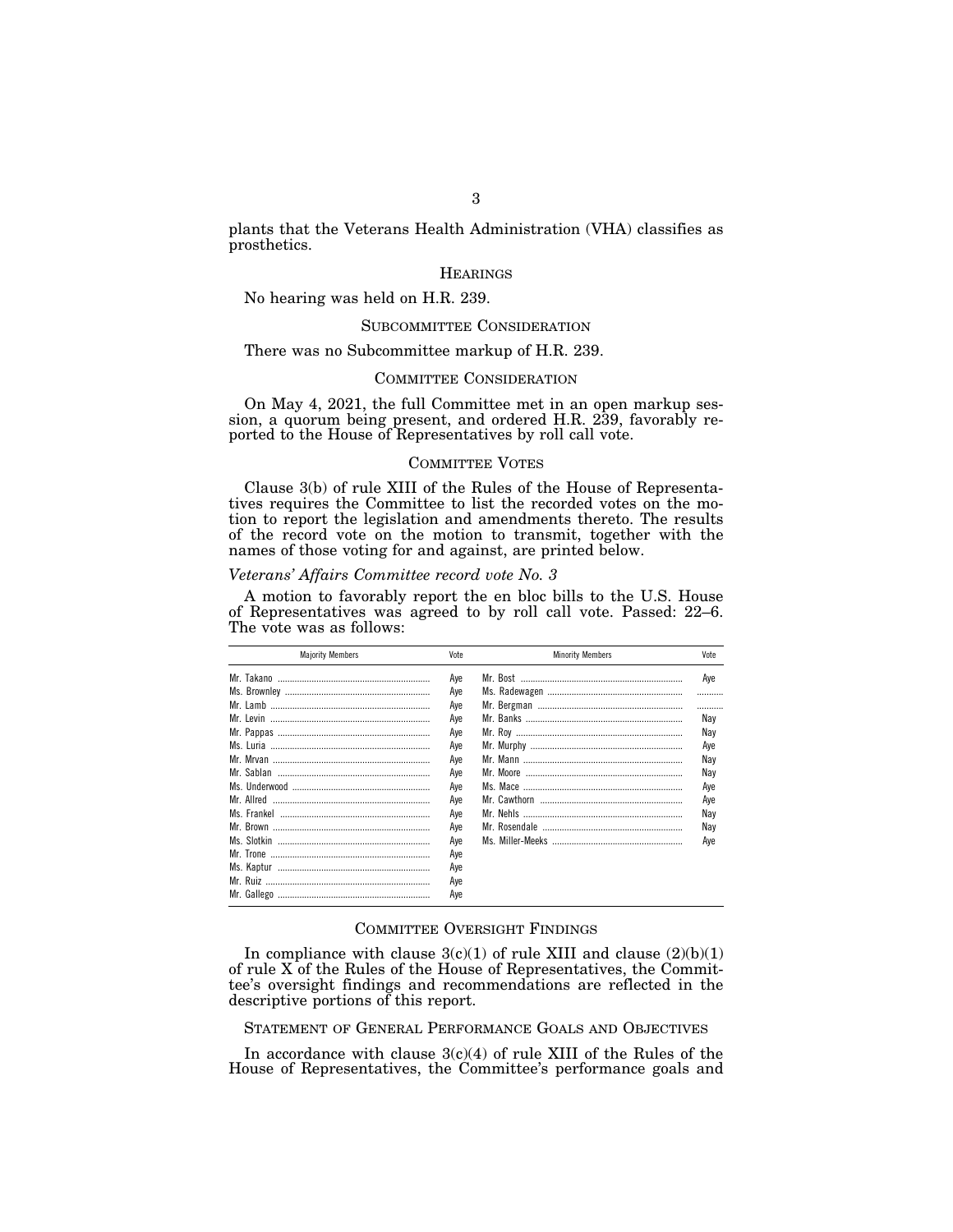plants that the Veterans Health Administration (VHA) classifies as prosthetics.

## HEARINGS

No hearing was held on H.R. 239.

## SUBCOMMITTEE CONSIDERATION

There was no Subcommittee markup of H.R. 239.

## COMMITTEE CONSIDERATION

On May 4, 2021, the full Committee met in an open markup session, a quorum being present, and ordered H.R. 239, favorably reported to the House of Representatives by roll call vote.

## COMMITTEE VOTES

Clause 3(b) of rule XIII of the Rules of the House of Representatives requires the Committee to list the recorded votes on the motion to report the legislation and amendments thereto. The results of the record vote on the motion to transmit, together with the names of those voting for and against, are printed below.

*Veterans' Affairs Committee record vote No. 3*

A motion to favorably report the en bloc bills to the U.S. House of Representatives was agreed to by roll call vote. Passed: 22–6. The vote was as follows:

| Majority Members | Vote | Minority Members | Vote |
|---|---|---|---|
| Mr. Takano | Aye | Mr. Bost | Aye |
| Ms. Brownley | Aye | Ms. Radewagen | .......... |
| Mr. Lamb | Aye | Mr. Bergman | .......... |
| Mr. Levin | Aye | Mr. Banks | Nay |
| Mr. Pappas | Aye | Mr. Roy | Nay |
| Ms. Luria | Aye | Mr. Murphy | Aye |
| Mr. Mrvan | Aye | Mr. Mann | Nay |
| Mr. Sablan | Aye | Mr. Moore | Nay |
| Ms. Underwood | Aye | Ms. Mace | Aye |
| Mr. Allred | Aye | Mr. Cawthorn | Aye |
| Ms. Frankel | Aye | Mr. Nehls | Nay |
| Mr. Brown | Aye | Mr. Rosendale | Nay |
| Ms. Slotkin | Aye | Ms. Miller-Meeks | Aye |
| Mr. Trone | Aye | | |
| Ms. Kaptur | Aye | | |
| Mr. Ruiz | Aye | | |
| Mr. Gallego | Aye | | |

## COMMITTEE OVERSIGHT FINDINGS

In compliance with clause 3(c)(1) of rule XIII and clause (2)(b)(1) of rule X of the Rules of the House of Representatives, the Committee's oversight findings and recommendations are reflected in the descriptive portions of this report.

## STATEMENT OF GENERAL PERFORMANCE GOALS AND OBJECTIVES

In accordance with clause 3(c)(4) of rule XIII of the Rules of the House of Representatives, the Committee's performance goals and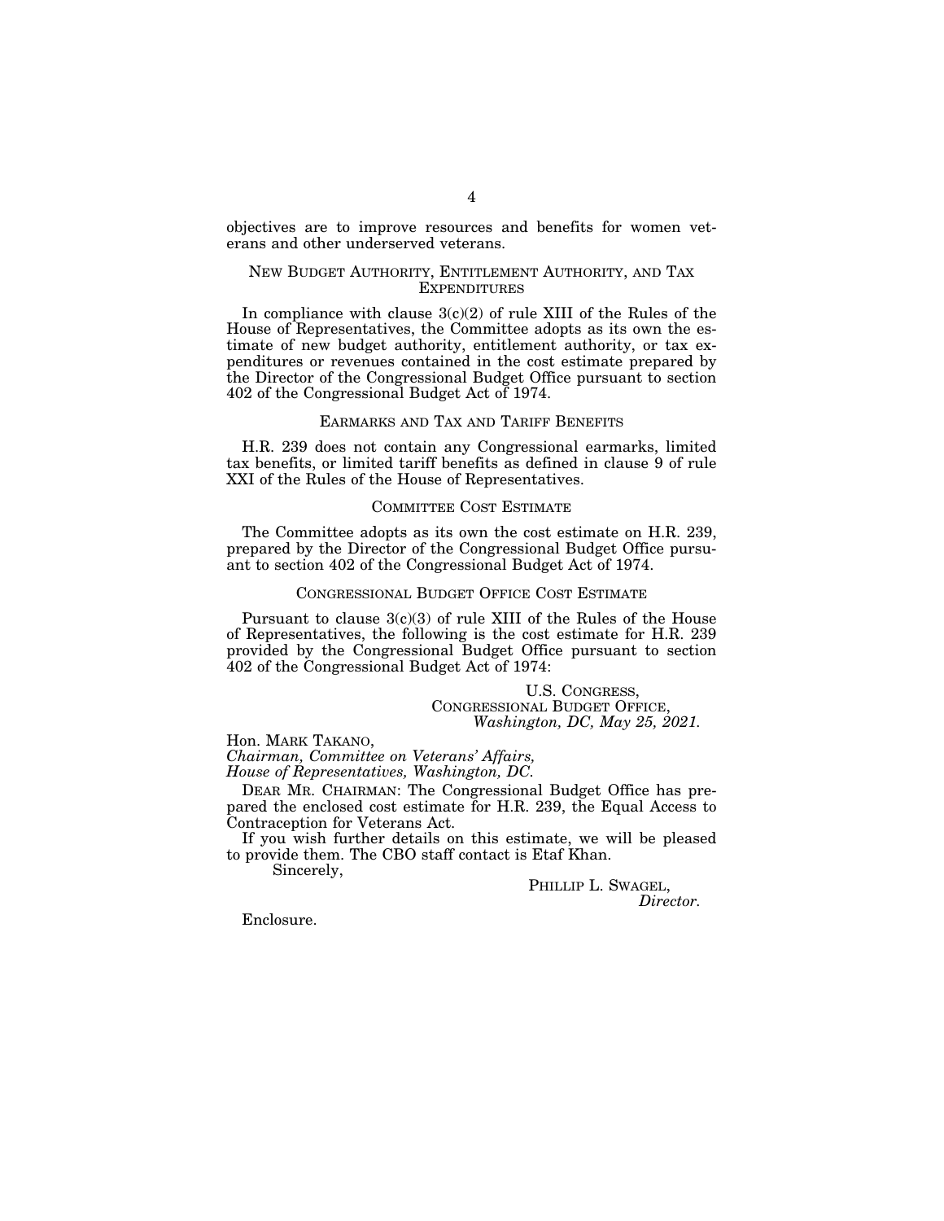objectives are to improve resources and benefits for women veterans and other underserved veterans.

## NEW BUDGET AUTHORITY, ENTITLEMENT AUTHORITY, AND TAX EXPENDITURES

In compliance with clause 3(c)(2) of rule XIII of the Rules of the House of Representatives, the Committee adopts as its own the estimate of new budget authority, entitlement authority, or tax expenditures or revenues contained in the cost estimate prepared by the Director of the Congressional Budget Office pursuant to section 402 of the Congressional Budget Act of 1974.

## EARMARKS AND TAX AND TARIFF BENEFITS

H.R. 239 does not contain any Congressional earmarks, limited tax benefits, or limited tariff benefits as defined in clause 9 of rule XXI of the Rules of the House of Representatives.

## COMMITTEE COST ESTIMATE

The Committee adopts as its own the cost estimate on H.R. 239, prepared by the Director of the Congressional Budget Office pursuant to section 402 of the Congressional Budget Act of 1974.

## CONGRESSIONAL BUDGET OFFICE COST ESTIMATE

Pursuant to clause 3(c)(3) of rule XIII of the Rules of the House of Representatives, the following is the cost estimate for H.R. 239 provided by the Congressional Budget Office pursuant to section 402 of the Congressional Budget Act of 1974:

U.S. CONGRESS,
CONGRESSIONAL BUDGET OFFICE,
*Washington, DC, May 25, 2021.*

Hon. MARK TAKANO,
*Chairman, Committee on Veterans' Affairs,*
*House of Representatives, Washington, DC.*

DEAR MR. CHAIRMAN: The Congressional Budget Office has prepared the enclosed cost estimate for H.R. 239, the Equal Access to Contraception for Veterans Act.

If you wish further details on this estimate, we will be pleased to provide them. The CBO staff contact is Etaf Khan.

Sincerely,

PHILLIP L. SWAGEL,
*Director.*

Enclosure.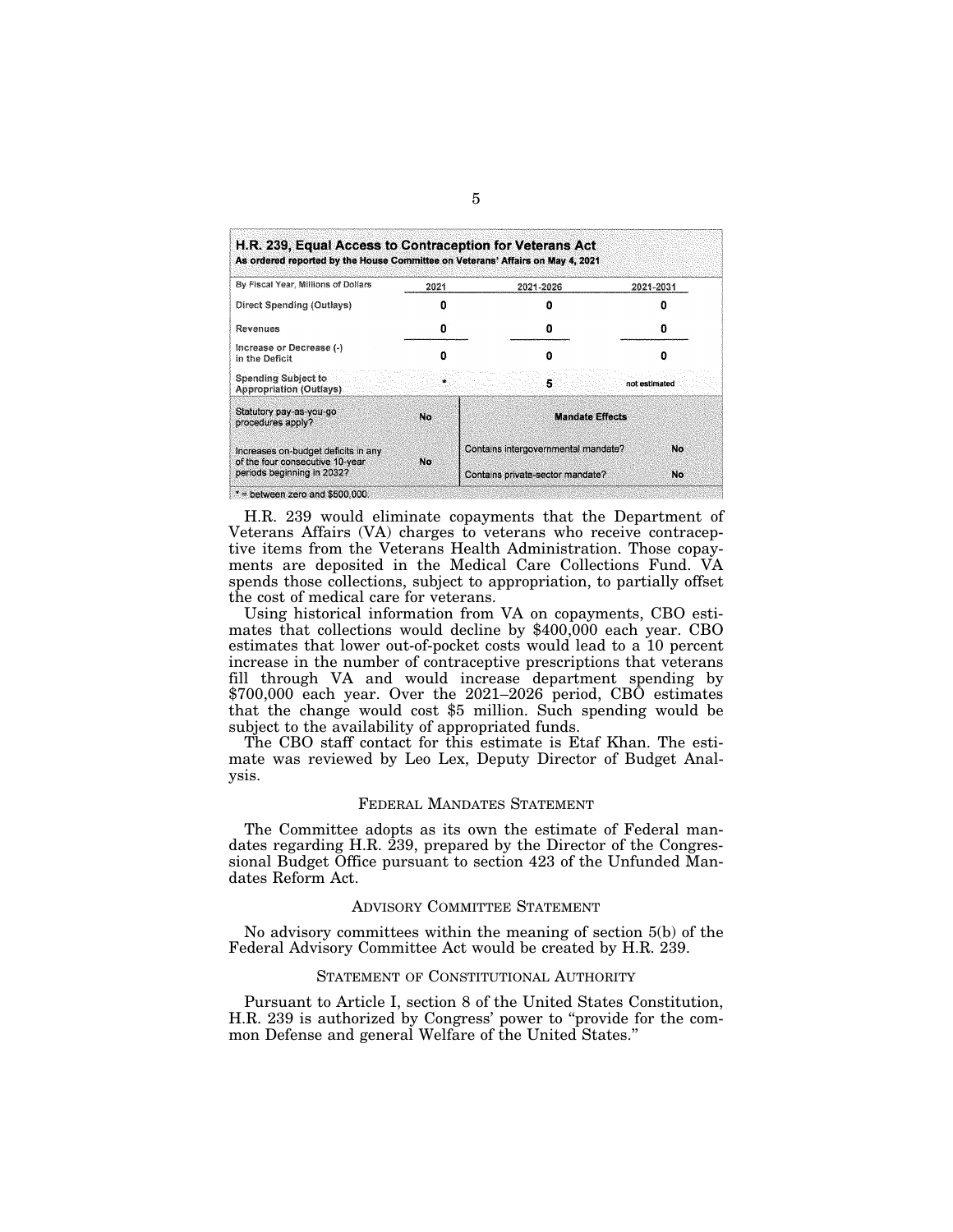**H.R. 239, Equal Access to Contraception for Veterans Act**
**As ordered reported by the House Committee on Veterans' Affairs on May 4, 2021**

| By Fiscal Year, Millions of Dollars | 2021 | 2021-2026 | 2021-2031 |
|---|---|---|---|
| Direct Spending (Outlays) | 0 | 0 | 0 |
| Revenues | 0 | 0 | 0 |
| Increase or Decrease (-) in the Deficit | 0 | 0 | 0 |
| Spending Subject to Appropriation (Outlays) | * | 5 | not estimated |

| Statutory pay-as-you-go procedures apply? | No | **Mandate Effects** | |
|---|---|---|---|
| Increases on-budget deficits in any of the four consecutive 10-year periods beginning in 2032? | No | Contains intergovernmental mandate? | No |
| | | Contains private-sector mandate? | No |

* = between zero and $500,000.

H.R. 239 would eliminate copayments that the Department of Veterans Affairs (VA) charges to veterans who receive contraceptive items from the Veterans Health Administration. Those copayments are deposited in the Medical Care Collections Fund. VA spends those collections, subject to appropriation, to partially offset the cost of medical care for veterans.

Using historical information from VA on copayments, CBO estimates that collections would decline by $400,000 each year. CBO estimates that lower out-of-pocket costs would lead to a 10 percent increase in the number of contraceptive prescriptions that veterans fill through VA and would increase department spending by $700,000 each year. Over the 2021–2026 period, CBO estimates that the change would cost $5 million. Such spending would be subject to the availability of appropriated funds.

The CBO staff contact for this estimate is Etaf Khan. The estimate was reviewed by Leo Lex, Deputy Director of Budget Analysis.

## Federal Mandates Statement

The Committee adopts as its own the estimate of Federal mandates regarding H.R. 239, prepared by the Director of the Congressional Budget Office pursuant to section 423 of the Unfunded Mandates Reform Act.

## Advisory Committee Statement

No advisory committees within the meaning of section 5(b) of the Federal Advisory Committee Act would be created by H.R. 239.

## Statement of Constitutional Authority

Pursuant to Article I, section 8 of the United States Constitution, H.R. 239 is authorized by Congress' power to "provide for the common Defense and general Welfare of the United States."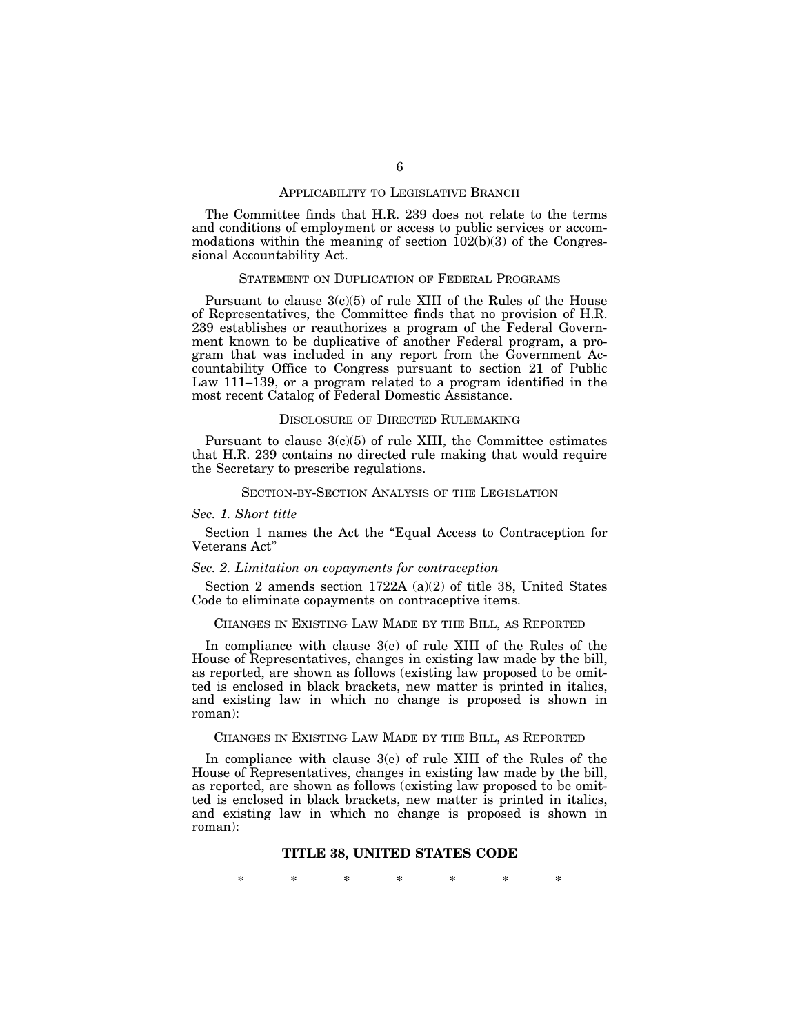## APPLICABILITY TO LEGISLATIVE BRANCH

The Committee finds that H.R. 239 does not relate to the terms and conditions of employment or access to public services or accommodations within the meaning of section 102(b)(3) of the Congressional Accountability Act.

## STATEMENT ON DUPLICATION OF FEDERAL PROGRAMS

Pursuant to clause 3(c)(5) of rule XIII of the Rules of the House of Representatives, the Committee finds that no provision of H.R. 239 establishes or reauthorizes a program of the Federal Government known to be duplicative of another Federal program, a program that was included in any report from the Government Accountability Office to Congress pursuant to section 21 of Public Law 111–139, or a program related to a program identified in the most recent Catalog of Federal Domestic Assistance.

## DISCLOSURE OF DIRECTED RULEMAKING

Pursuant to clause 3(c)(5) of rule XIII, the Committee estimates that H.R. 239 contains no directed rule making that would require the Secretary to prescribe regulations.

## SECTION-BY-SECTION ANALYSIS OF THE LEGISLATION

### *Sec. 1. Short title*

Section 1 names the Act the "Equal Access to Contraception for Veterans Act"

### *Sec. 2. Limitation on copayments for contraception*

Section 2 amends section 1722A (a)(2) of title 38, United States Code to eliminate copayments on contraceptive items.

## CHANGES IN EXISTING LAW MADE BY THE BILL, AS REPORTED

In compliance with clause 3(e) of rule XIII of the Rules of the House of Representatives, changes in existing law made by the bill, as reported, are shown as follows (existing law proposed to be omitted is enclosed in black brackets, new matter is printed in italics, and existing law in which no change is proposed is shown in roman):

## CHANGES IN EXISTING LAW MADE BY THE BILL, AS REPORTED

In compliance with clause 3(e) of rule XIII of the Rules of the House of Representatives, changes in existing law made by the bill, as reported, are shown as follows (existing law proposed to be omitted is enclosed in black brackets, new matter is printed in italics, and existing law in which no change is proposed is shown in roman):

## TITLE 38, UNITED STATES CODE

\* \* \* \* \* \* \*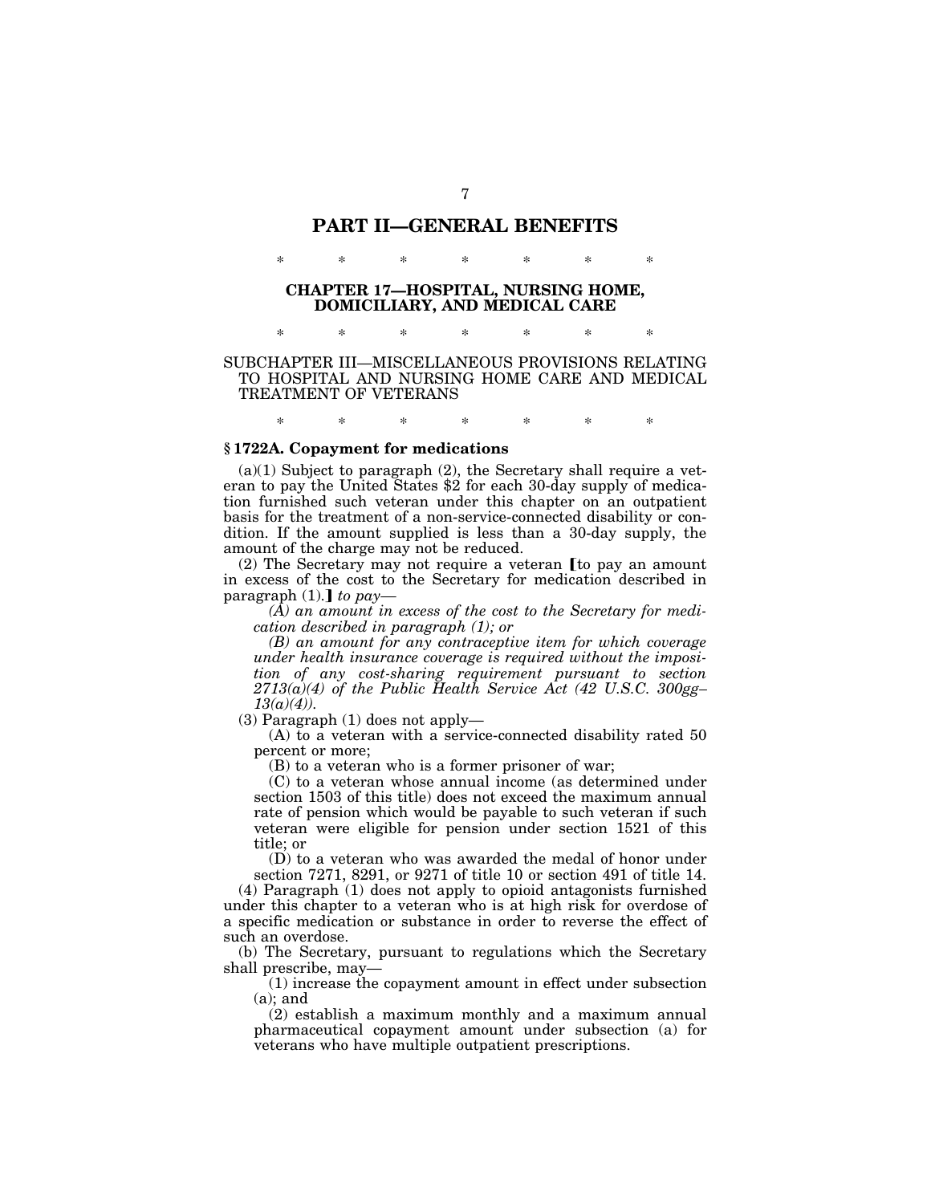## PART II—GENERAL BENEFITS

\* \* \* \* \* \* \*

### CHAPTER 17—HOSPITAL, NURSING HOME, DOMICILIARY, AND MEDICAL CARE

\* \* \* \* \* \* \*

SUBCHAPTER III—MISCELLANEOUS PROVISIONS RELATING TO HOSPITAL AND NURSING HOME CARE AND MEDICAL TREATMENT OF VETERANS

\* \* \* \* \* \* \*

**§ 1722A. Copayment for medications**

(a)(1) Subject to paragraph (2), the Secretary shall require a veteran to pay the United States $2 for each 30-day supply of medication furnished such veteran under this chapter on an outpatient basis for the treatment of a non-service-connected disability or condition. If the amount supplied is less than a 30-day supply, the amount of the charge may not be reduced.

(2) The Secretary may not require a veteran ⟦to pay an amount in excess of the cost to the Secretary for medication described in paragraph (1).⟧ *to pay—*

*(A) an amount in excess of the cost to the Secretary for medication described in paragraph (1); or*

*(B) an amount for any contraceptive item for which coverage under health insurance coverage is required without the imposition of any cost-sharing requirement pursuant to section 2713(a)(4) of the Public Health Service Act (42 U.S.C. 300gg–13(a)(4)).*

(3) Paragraph (1) does not apply—

(A) to a veteran with a service-connected disability rated 50 percent or more;

(B) to a veteran who is a former prisoner of war;

(C) to a veteran whose annual income (as determined under section 1503 of this title) does not exceed the maximum annual rate of pension which would be payable to such veteran if such veteran were eligible for pension under section 1521 of this title; or

(D) to a veteran who was awarded the medal of honor under section 7271, 8291, or 9271 of title 10 or section 491 of title 14.

(4) Paragraph (1) does not apply to opioid antagonists furnished under this chapter to a veteran who is at high risk for overdose of a specific medication or substance in order to reverse the effect of such an overdose.

(b) The Secretary, pursuant to regulations which the Secretary shall prescribe, may—

(1) increase the copayment amount in effect under subsection (a); and

(2) establish a maximum monthly and a maximum annual pharmaceutical copayment amount under subsection (a) for veterans who have multiple outpatient prescriptions.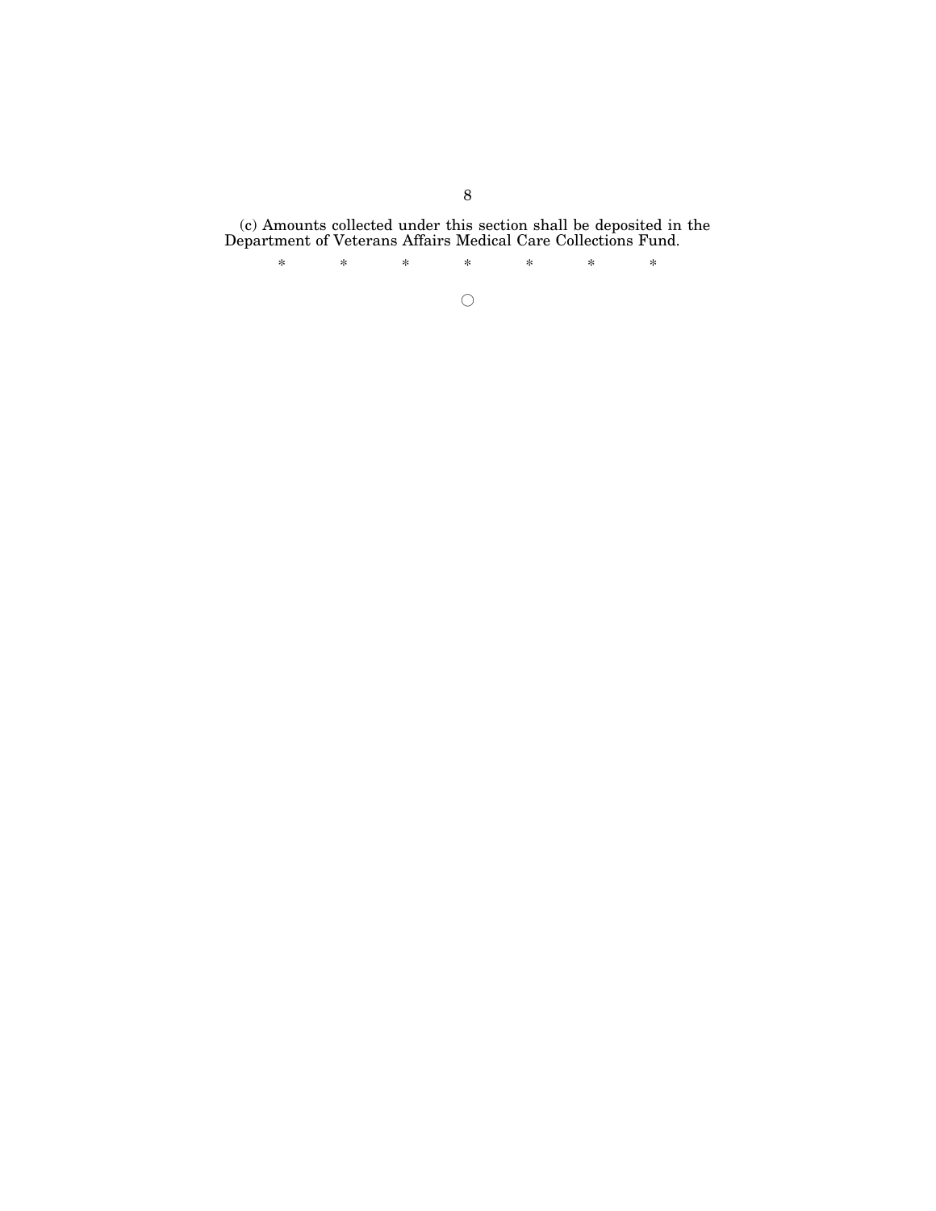(c) Amounts collected under this section shall be deposited in the Department of Veterans Affairs Medical Care Collections Fund.

\* \* \* \* \* \* \*

(c) Amounts collected under this section shall be deposited in the Department of Veterans Affairs Medical Care Collections Fund.

*           *           *           *           *           *           *